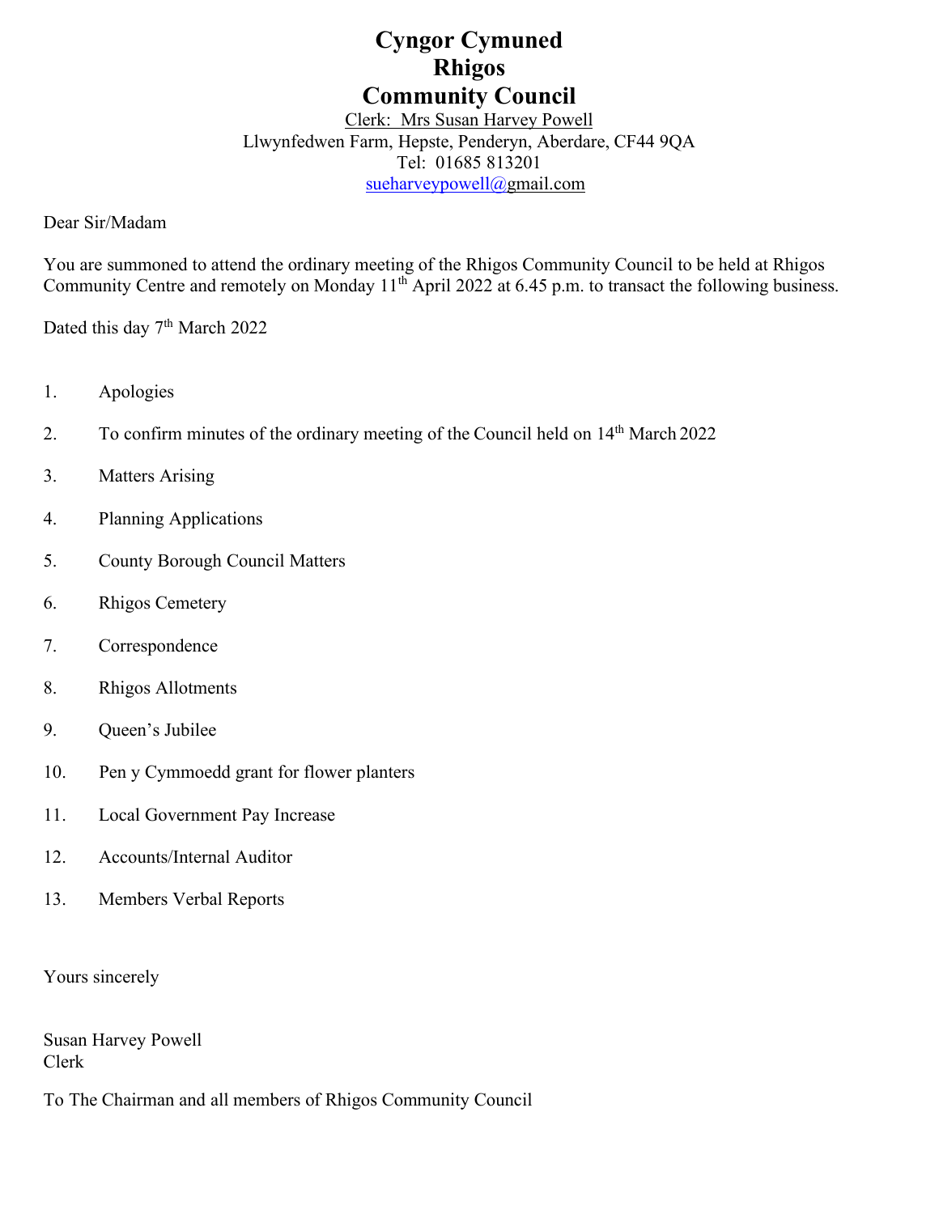# Cyngor Cymuned
# Rhigos
# Community Council

Clerk: Mrs Susan Harvey Powell
Llwynfedwen Farm, Hepste, Penderyn, Aberdare, CF44 9QA
Tel: 01685 813201
sueharveypowell@gmail.com

Dear Sir/Madam

You are summoned to attend the ordinary meeting of the Rhigos Community Council to be held at Rhigos Community Centre and remotely on Monday 11th April 2022 at 6.45 p.m. to transact the following business.

Dated this day 7th March 2022

1. Apologies
2. To confirm minutes of the ordinary meeting of the Council held on 14th March 2022
3. Matters Arising
4. Planning Applications
5. County Borough Council Matters
6. Rhigos Cemetery
7. Correspondence
8. Rhigos Allotments
9. Queen's Jubilee
10. Pen y Cymmoedd grant for flower planters
11. Local Government Pay Increase
12. Accounts/Internal Auditor
13. Members Verbal Reports

Yours sincerely

Susan Harvey Powell
Clerk

To The Chairman and all members of Rhigos Community Council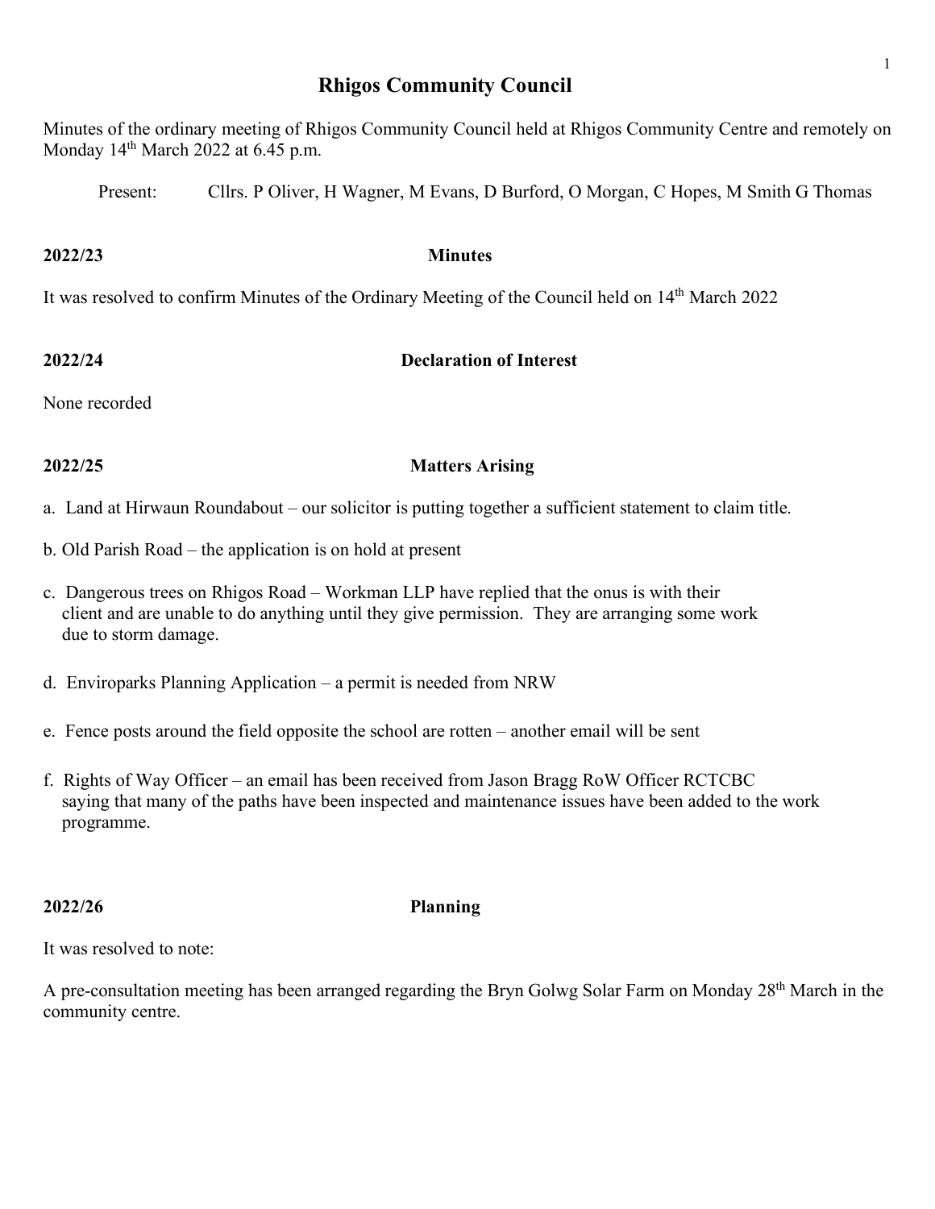# Rhigos Community Council

Minutes of the ordinary meeting of Rhigos Community Council held at Rhigos Community Centre and remotely on Monday 14th March 2022 at 6.45 p.m.

Present: Cllrs. P Oliver, H Wagner, M Evans, D Burford, O Morgan, C Hopes, M Smith G Thomas

**2022/23 Minutes**

It was resolved to confirm Minutes of the Ordinary Meeting of the Council held on 14th March 2022

**2022/24 Declaration of Interest**

None recorded

**2022/25 Matters Arising**

a. Land at Hirwaun Roundabout – our solicitor is putting together a sufficient statement to claim title.

b. Old Parish Road – the application is on hold at present

c. Dangerous trees on Rhigos Road – Workman LLP have replied that the onus is with their client and are unable to do anything until they give permission. They are arranging some work due to storm damage.

d. Enviroparks Planning Application – a permit is needed from NRW

e. Fence posts around the field opposite the school are rotten – another email will be sent

f. Rights of Way Officer – an email has been received from Jason Bragg RoW Officer RCTCBC saying that many of the paths have been inspected and maintenance issues have been added to the work programme.

**2022/26 Planning**

It was resolved to note:

A pre-consultation meeting has been arranged regarding the Bryn Golwg Solar Farm on Monday 28th March in the community centre.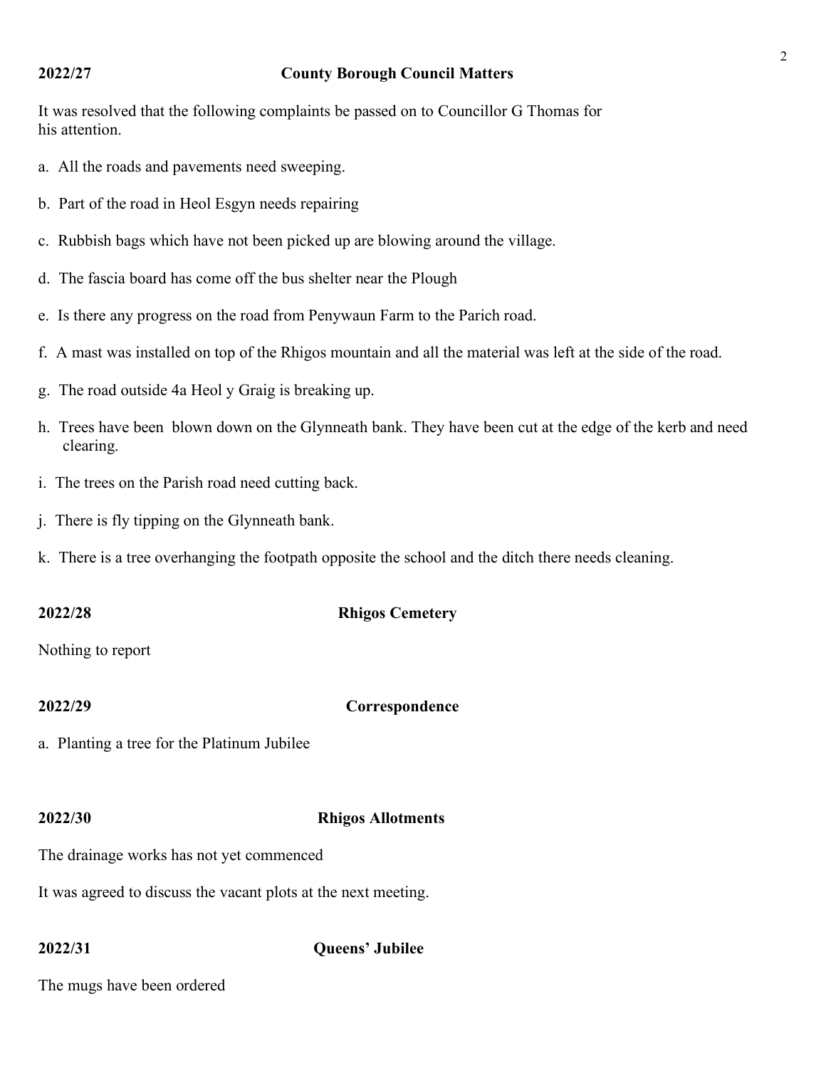## 2022/27 County Borough Council Matters

It was resolved that the following complaints be passed on to Councillor G Thomas for his attention.

a. All the roads and pavements need sweeping.

b. Part of the road in Heol Esgyn needs repairing

c. Rubbish bags which have not been picked up are blowing around the village.

d. The fascia board has come off the bus shelter near the Plough

e. Is there any progress on the road from Penywaun Farm to the Parich road.

f. A mast was installed on top of the Rhigos mountain and all the material was left at the side of the road.

g. The road outside 4a Heol y Graig is breaking up.

h. Trees have been blown down on the Glynneath bank. They have been cut at the edge of the kerb and need clearing.

i. The trees on the Parish road need cutting back.

j. There is fly tipping on the Glynneath bank.

k. There is a tree overhanging the footpath opposite the school and the ditch there needs cleaning.

## 2022/28 Rhigos Cemetery

Nothing to report

## 2022/29 Correspondence

a. Planting a tree for the Platinum Jubilee

## 2022/30 Rhigos Allotments

The drainage works has not yet commenced

It was agreed to discuss the vacant plots at the next meeting.

## 2022/31 Queens' Jubilee

The mugs have been ordered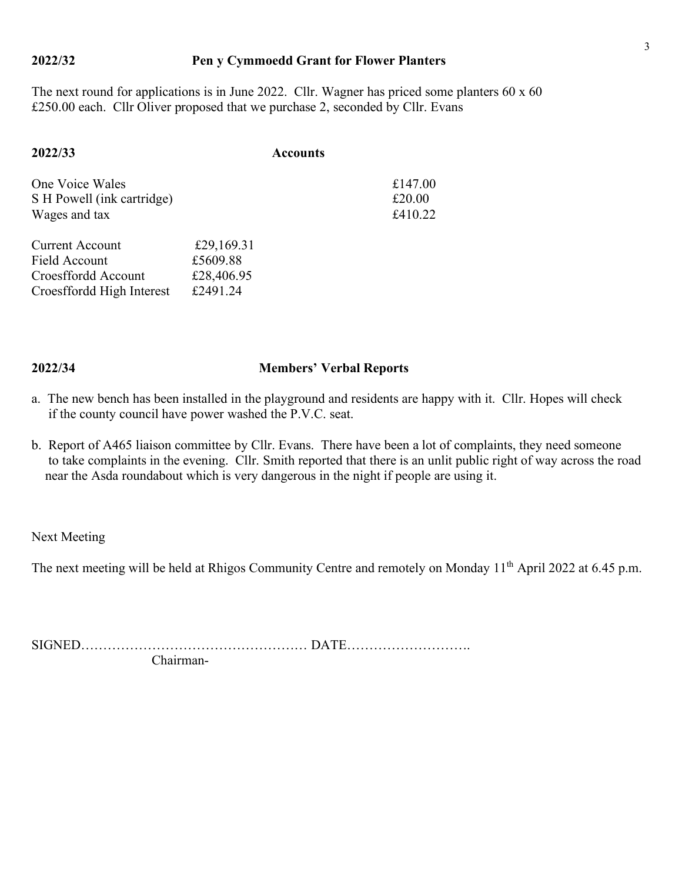**2022/32 Pen y Cymmoedd Grant for Flower Planters**

The next round for applications is in June 2022. Cllr. Wagner has priced some planters 60 x 60 £250.00 each. Cllr Oliver proposed that we purchase 2, seconded by Cllr. Evans

**2022/33 Accounts**

| | |
|---|---|
| One Voice Wales | £147.00 |
| S H Powell (ink cartridge) | £20.00 |
| Wages and tax | £410.22 |

| | |
|---|---|
| Current Account | £29,169.31 |
| Field Account | £5609.88 |
| Croesffordd Account | £28,406.95 |
| Croesffordd High Interest | £2491.24 |

**2022/34 Members' Verbal Reports**

a. The new bench has been installed in the playground and residents are happy with it. Cllr. Hopes will check if the county council have power washed the P.V.C. seat.

b. Report of A465 liaison committee by Cllr. Evans. There have been a lot of complaints, they need someone to take complaints in the evening. Cllr. Smith reported that there is an unlit public right of way across the road near the Asda roundabout which is very dangerous in the night if people are using it.

Next Meeting

The next meeting will be held at Rhigos Community Centre and remotely on Monday 11th April 2022 at 6.45 p.m.

SIGNED…………………………………………… DATE……………………….

Chairman-